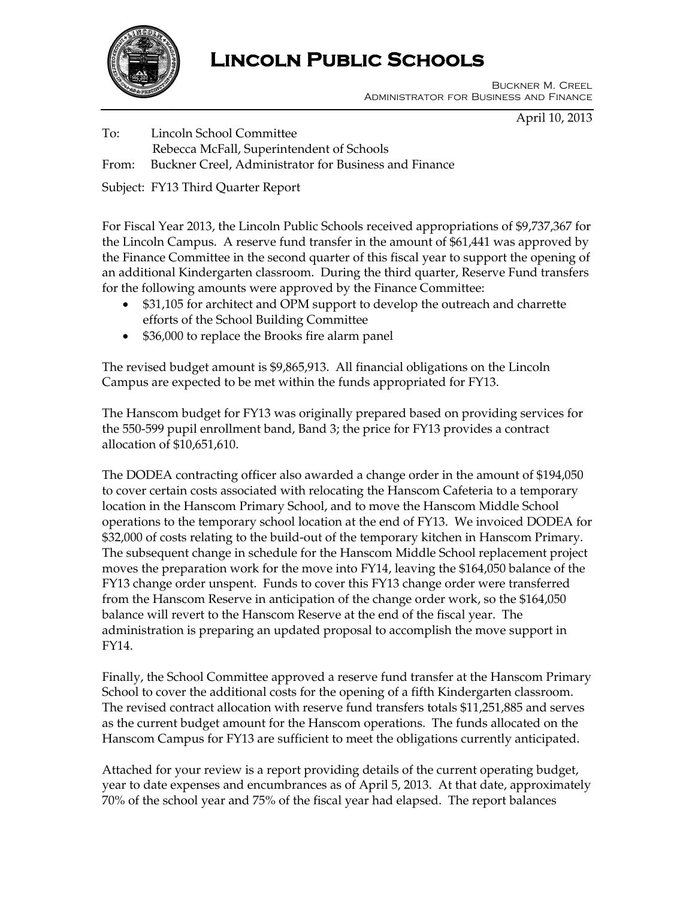# Lincoln Public Schools

Buckner M. Creel
Administrator for Business and Finance

April 10, 2013

To: Lincoln School Committee
Rebecca McFall, Superintendent of Schools
From: Buckner Creel, Administrator for Business and Finance

Subject: FY13 Third Quarter Report

For Fiscal Year 2013, the Lincoln Public Schools received appropriations of $9,737,367 for the Lincoln Campus. A reserve fund transfer in the amount of $61,441 was approved by the Finance Committee in the second quarter of this fiscal year to support the opening of an additional Kindergarten classroom. During the third quarter, Reserve Fund transfers for the following amounts were approved by the Finance Committee:

- $31,105 for architect and OPM support to develop the outreach and charrette efforts of the School Building Committee
- $36,000 to replace the Brooks fire alarm panel

The revised budget amount is $9,865,913. All financial obligations on the Lincoln Campus are expected to be met within the funds appropriated for FY13.

The Hanscom budget for FY13 was originally prepared based on providing services for the 550-599 pupil enrollment band, Band 3; the price for FY13 provides a contract allocation of $10,651,610.

The DODEA contracting officer also awarded a change order in the amount of $194,050 to cover certain costs associated with relocating the Hanscom Cafeteria to a temporary location in the Hanscom Primary School, and to move the Hanscom Middle School operations to the temporary school location at the end of FY13. We invoiced DODEA for $32,000 of costs relating to the build-out of the temporary kitchen in Hanscom Primary. The subsequent change in schedule for the Hanscom Middle School replacement project moves the preparation work for the move into FY14, leaving the $164,050 balance of the FY13 change order unspent. Funds to cover this FY13 change order were transferred from the Hanscom Reserve in anticipation of the change order work, so the $164,050 balance will revert to the Hanscom Reserve at the end of the fiscal year. The administration is preparing an updated proposal to accomplish the move support in FY14.

Finally, the School Committee approved a reserve fund transfer at the Hanscom Primary School to cover the additional costs for the opening of a fifth Kindergarten classroom. The revised contract allocation with reserve fund transfers totals $11,251,885 and serves as the current budget amount for the Hanscom operations. The funds allocated on the Hanscom Campus for FY13 are sufficient to meet the obligations currently anticipated.

Attached for your review is a report providing details of the current operating budget, year to date expenses and encumbrances as of April 5, 2013. At that date, approximately 70% of the school year and 75% of the fiscal year had elapsed. The report balances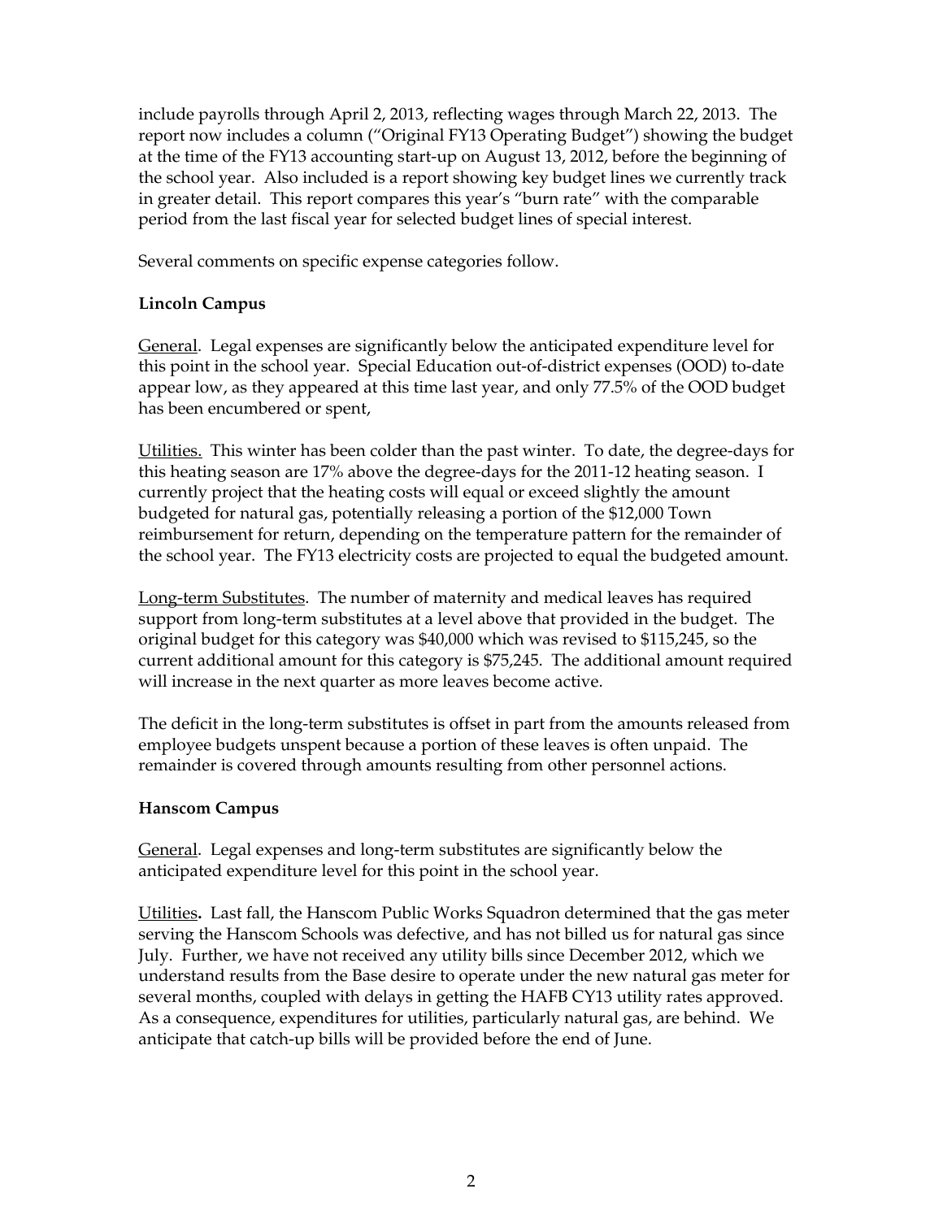include payrolls through April 2, 2013, reflecting wages through March 22, 2013. The report now includes a column ("Original FY13 Operating Budget") showing the budget at the time of the FY13 accounting start-up on August 13, 2012, before the beginning of the school year. Also included is a report showing key budget lines we currently track in greater detail. This report compares this year's "burn rate" with the comparable period from the last fiscal year for selected budget lines of special interest.

Several comments on specific expense categories follow.

**Lincoln Campus**

General. Legal expenses are significantly below the anticipated expenditure level for this point in the school year. Special Education out-of-district expenses (OOD) to-date appear low, as they appeared at this time last year, and only 77.5% of the OOD budget has been encumbered or spent,

Utilities. This winter has been colder than the past winter. To date, the degree-days for this heating season are 17% above the degree-days for the 2011-12 heating season. I currently project that the heating costs will equal or exceed slightly the amount budgeted for natural gas, potentially releasing a portion of the $12,000 Town reimbursement for return, depending on the temperature pattern for the remainder of the school year. The FY13 electricity costs are projected to equal the budgeted amount.

Long-term Substitutes. The number of maternity and medical leaves has required support from long-term substitutes at a level above that provided in the budget. The original budget for this category was $40,000 which was revised to $115,245, so the current additional amount for this category is $75,245. The additional amount required will increase in the next quarter as more leaves become active.

The deficit in the long-term substitutes is offset in part from the amounts released from employee budgets unspent because a portion of these leaves is often unpaid. The remainder is covered through amounts resulting from other personnel actions.

**Hanscom Campus**

General. Legal expenses and long-term substitutes are significantly below the anticipated expenditure level for this point in the school year.

Utilities**.** Last fall, the Hanscom Public Works Squadron determined that the gas meter serving the Hanscom Schools was defective, and has not billed us for natural gas since July. Further, we have not received any utility bills since December 2012, which we understand results from the Base desire to operate under the new natural gas meter for several months, coupled with delays in getting the HAFB CY13 utility rates approved. As a consequence, expenditures for utilities, particularly natural gas, are behind. We anticipate that catch-up bills will be provided before the end of June.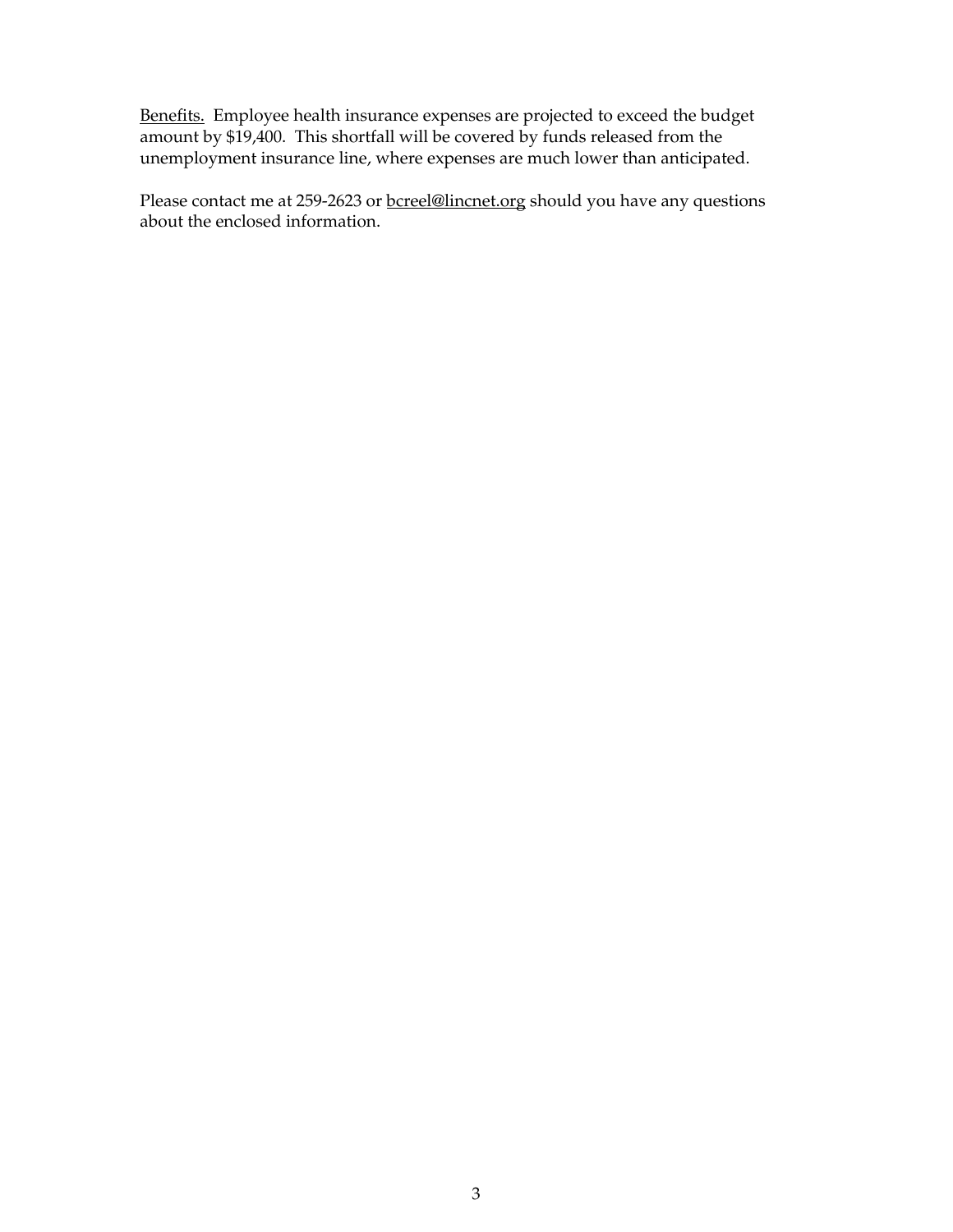Benefits. Employee health insurance expenses are projected to exceed the budget amount by $19,400. This shortfall will be covered by funds released from the unemployment insurance line, where expenses are much lower than anticipated.

Please contact me at 259-2623 or bcreel@lincnet.org should you have any questions about the enclosed information.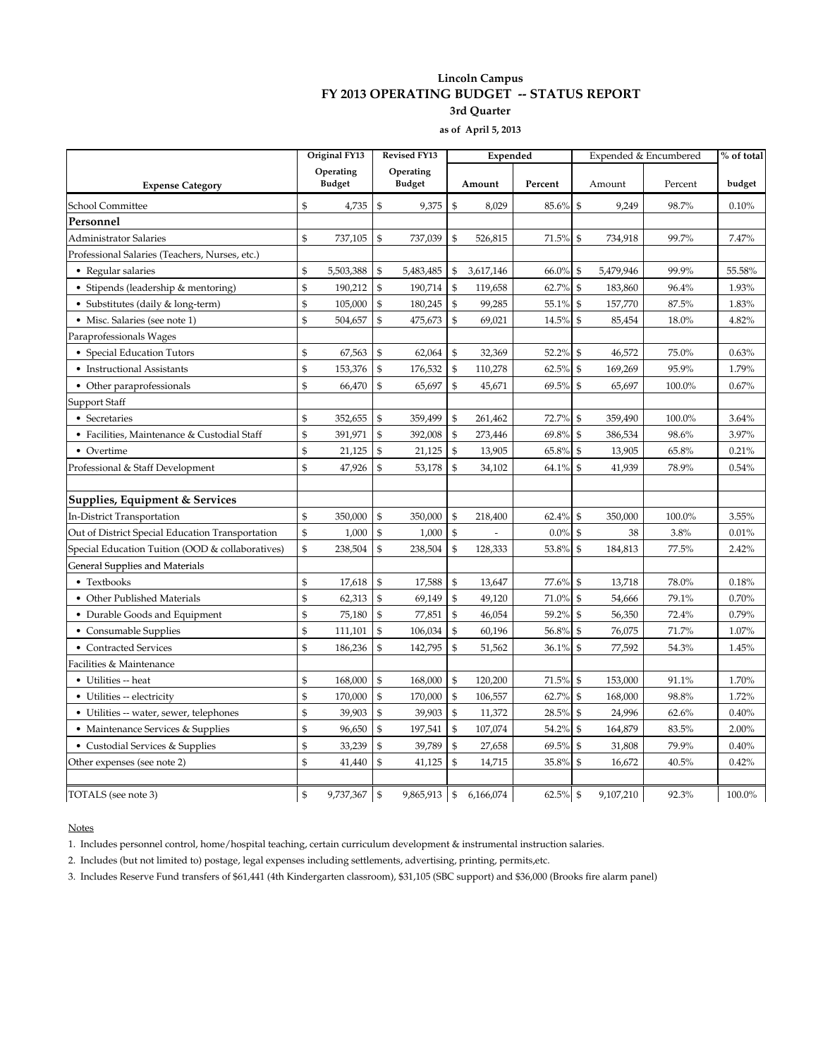# Lincoln Campus
## FY 2013 OPERATING BUDGET -- STATUS REPORT
### 3rd Quarter

**as of April 5, 2013**

| Expense Category | Original FY13 Operating Budget | Revised FY13 Operating Budget | Expended Amount | Expended Percent | Expended & Encumbered Amount | Expended & Encumbered Percent | % of total budget |
|---|---|---|---|---|---|---|---|
| School Committee | $ 4,735 | $ 9,375 | $ 8,029 | 85.6% | $ 9,249 | 98.7% | 0.10% |
| **Personnel** | | | | | | | |
| Administrator Salaries | $ 737,105 | $ 737,039 | $ 526,815 | 71.5% | $ 734,918 | 99.7% | 7.47% |
| Professional Salaries (Teachers, Nurses, etc.) | | | | | | | |
| • Regular salaries | $ 5,503,388 | $ 5,483,485 | $ 3,617,146 | 66.0% | $ 5,479,946 | 99.9% | 55.58% |
| • Stipends (leadership & mentoring) | $ 190,212 | $ 190,714 | $ 119,658 | 62.7% | $ 183,860 | 96.4% | 1.93% |
| • Substitutes (daily & long-term) | $ 105,000 | $ 180,245 | $ 99,285 | 55.1% | $ 157,770 | 87.5% | 1.83% |
| • Misc. Salaries (see note 1) | $ 504,657 | $ 475,673 | $ 69,021 | 14.5% | $ 85,454 | 18.0% | 4.82% |
| Paraprofessionals Wages | | | | | | | |
| • Special Education Tutors | $ 67,563 | $ 62,064 | $ 32,369 | 52.2% | $ 46,572 | 75.0% | 0.63% |
| • Instructional Assistants | $ 153,376 | $ 176,532 | $ 110,278 | 62.5% | $ 169,269 | 95.9% | 1.79% |
| • Other paraprofessionals | $ 66,470 | $ 65,697 | $ 45,671 | 69.5% | $ 65,697 | 100.0% | 0.67% |
| Support Staff | | | | | | | |
| • Secretaries | $ 352,655 | $ 359,499 | $ 261,462 | 72.7% | $ 359,490 | 100.0% | 3.64% |
| • Facilities, Maintenance & Custodial Staff | $ 391,971 | $ 392,008 | $ 273,446 | 69.8% | $ 386,534 | 98.6% | 3.97% |
| • Overtime | $ 21,125 | $ 21,125 | $ 13,905 | 65.8% | $ 13,905 | 65.8% | 0.21% |
| Professional & Staff Development | $ 47,926 | $ 53,178 | $ 34,102 | 64.1% | $ 41,939 | 78.9% | 0.54% |
| | | | | | | | |
| **Supplies, Equipment & Services** | | | | | | | |
| In-District Transportation | $ 350,000 | $ 350,000 | $ 218,400 | 62.4% | $ 350,000 | 100.0% | 3.55% |
| Out of District Special Education Transportation | $ 1,000 | $ 1,000 | $ - | 0.0% | $ 38 | 3.8% | 0.01% |
| Special Education Tuition (OOD & collaboratives) | $ 238,504 | $ 238,504 | $ 128,333 | 53.8% | $ 184,813 | 77.5% | 2.42% |
| General Supplies and Materials | | | | | | | |
| • Textbooks | $ 17,618 | $ 17,588 | $ 13,647 | 77.6% | $ 13,718 | 78.0% | 0.18% |
| • Other Published Materials | $ 62,313 | $ 69,149 | $ 49,120 | 71.0% | $ 54,666 | 79.1% | 0.70% |
| • Durable Goods and Equipment | $ 75,180 | $ 77,851 | $ 46,054 | 59.2% | $ 56,350 | 72.4% | 0.79% |
| • Consumable Supplies | $ 111,101 | $ 106,034 | $ 60,196 | 56.8% | $ 76,075 | 71.7% | 1.07% |
| • Contracted Services | $ 186,236 | $ 142,795 | $ 51,562 | 36.1% | $ 77,592 | 54.3% | 1.45% |
| Facilities & Maintenance | | | | | | | |
| • Utilities -- heat | $ 168,000 | $ 168,000 | $ 120,200 | 71.5% | $ 153,000 | 91.1% | 1.70% |
| • Utilities -- electricity | $ 170,000 | $ 170,000 | $ 106,557 | 62.7% | $ 168,000 | 98.8% | 1.72% |
| • Utilities -- water, sewer, telephones | $ 39,903 | $ 39,903 | $ 11,372 | 28.5% | $ 24,996 | 62.6% | 0.40% |
| • Maintenance Services & Supplies | $ 96,650 | $ 197,541 | $ 107,074 | 54.2% | $ 164,879 | 83.5% | 2.00% |
| • Custodial Services & Supplies | $ 33,239 | $ 39,789 | $ 27,658 | 69.5% | $ 31,808 | 79.9% | 0.40% |
| Other expenses (see note 2) | $ 41,440 | $ 41,125 | $ 14,715 | 35.8% | $ 16,672 | 40.5% | 0.42% |
| | | | | | | | |
| TOTALS (see note 3) | $ 9,737,367 | $ 9,865,913 | $ 6,166,074 | 62.5% | $ 9,107,210 | 92.3% | 100.0% |

Notes

1. Includes personnel control, home/hospital teaching, certain curriculum development & instrumental instruction salaries.
2. Includes (but not limited to) postage, legal expenses including settlements, advertising, printing, permits,etc.
3. Includes Reserve Fund transfers of $61,441 (4th Kindergarten classroom), $31,105 (SBC support) and $36,000 (Brooks fire alarm panel)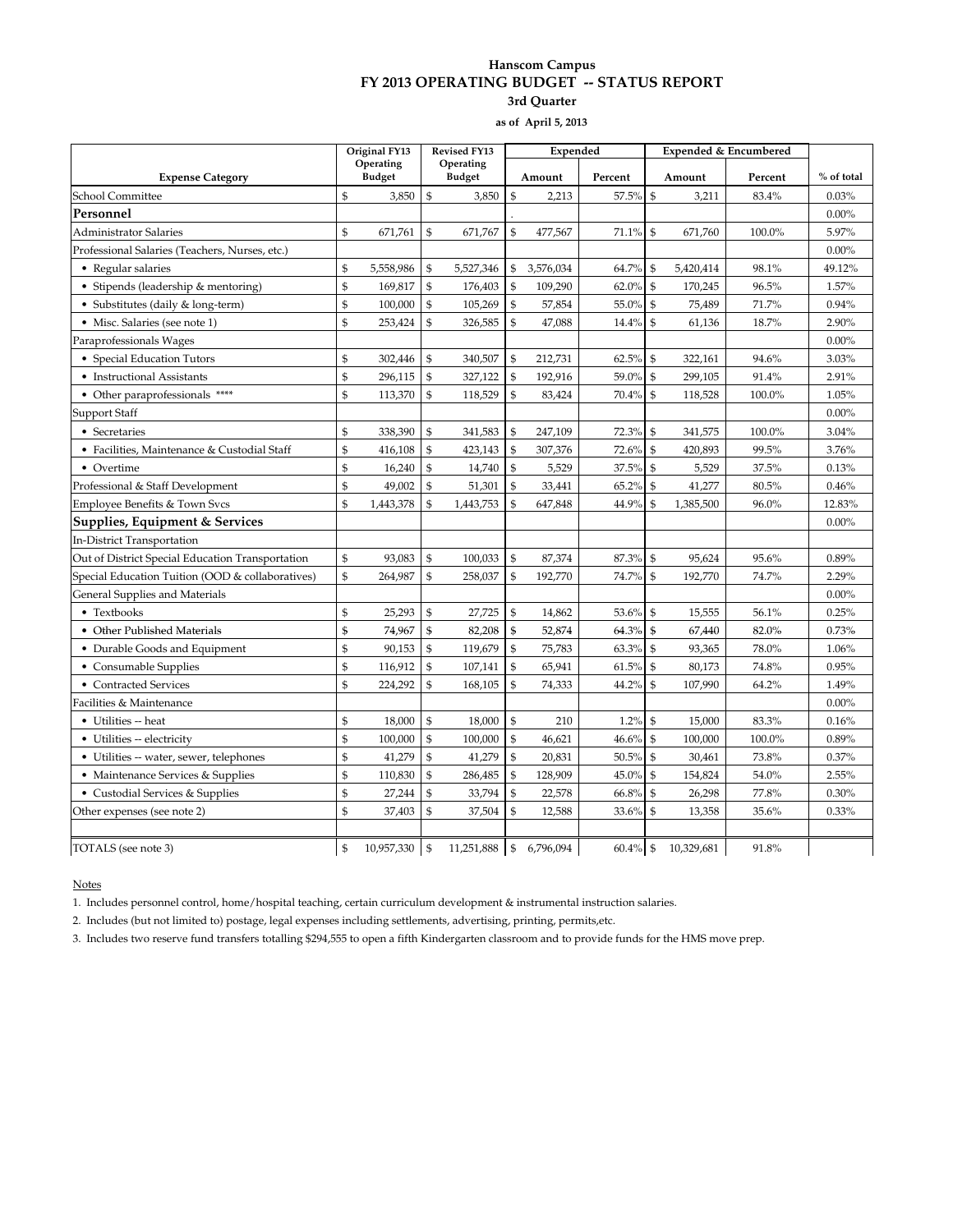# Hanscom Campus

## FY 2013 OPERATING BUDGET -- STATUS REPORT

### 3rd Quarter

as of April 5, 2013

| Expense Category | Original FY13 Operating Budget | Revised FY13 Operating Budget | Expended Amount | Expended Percent | Expended & Encumbered Amount | Expended & Encumbered Percent | % of total |
|---|---|---|---|---|---|---|---|
| School Committee | $ 3,850 | $ 3,850 | $ 2,213 | 57.5% | $ 3,211 | 83.4% | 0.03% |
| **Personnel** | | | . | | | | 0.00% |
| Administrator Salaries | $ 671,761 | $ 671,767 | $ 477,567 | 71.1% | $ 671,760 | 100.0% | 5.97% |
| Professional Salaries (Teachers, Nurses, etc.) | | | | | | | 0.00% |
| • Regular salaries | $ 5,558,986 | $ 5,527,346 | $ 3,576,034 | 64.7% | $ 5,420,414 | 98.1% | 49.12% |
| • Stipends (leadership & mentoring) | $ 169,817 | $ 176,403 | $ 109,290 | 62.0% | $ 170,245 | 96.5% | 1.57% |
| • Substitutes (daily & long-term) | $ 100,000 | $ 105,269 | $ 57,854 | 55.0% | $ 75,489 | 71.7% | 0.94% |
| • Misc. Salaries (see note 1) | $ 253,424 | $ 326,585 | $ 47,088 | 14.4% | $ 61,136 | 18.7% | 2.90% |
| Paraprofessionals Wages | | | | | | | 0.00% |
| • Special Education Tutors | $ 302,446 | $ 340,507 | $ 212,731 | 62.5% | $ 322,161 | 94.6% | 3.03% |
| • Instructional Assistants | $ 296,115 | $ 327,122 | $ 192,916 | 59.0% | $ 299,105 | 91.4% | 2.91% |
| • Other paraprofessionals **** | $ 113,370 | $ 118,529 | $ 83,424 | 70.4% | $ 118,528 | 100.0% | 1.05% |
| Support Staff | | | | | | | 0.00% |
| • Secretaries | $ 338,390 | $ 341,583 | $ 247,109 | 72.3% | $ 341,575 | 100.0% | 3.04% |
| • Facilities, Maintenance & Custodial Staff | $ 416,108 | $ 423,143 | $ 307,376 | 72.6% | $ 420,893 | 99.5% | 3.76% |
| • Overtime | $ 16,240 | $ 14,740 | $ 5,529 | 37.5% | $ 5,529 | 37.5% | 0.13% |
| Professional & Staff Development | $ 49,002 | $ 51,301 | $ 33,441 | 65.2% | $ 41,277 | 80.5% | 0.46% |
| Employee Benefits & Town Svcs | $ 1,443,378 | $ 1,443,753 | $ 647,848 | 44.9% | $ 1,385,500 | 96.0% | 12.83% |
| **Supplies, Equipment & Services** | | | | | | | 0.00% |
| In-District Transportation | | | | | | | |
| Out of District Special Education Transportation | $ 93,083 | $ 100,033 | $ 87,374 | 87.3% | $ 95,624 | 95.6% | 0.89% |
| Special Education Tuition (OOD & collaboratives) | $ 264,987 | $ 258,037 | $ 192,770 | 74.7% | $ 192,770 | 74.7% | 2.29% |
| General Supplies and Materials | | | | | | | 0.00% |
| • Textbooks | $ 25,293 | $ 27,725 | $ 14,862 | 53.6% | $ 15,555 | 56.1% | 0.25% |
| • Other Published Materials | $ 74,967 | $ 82,208 | $ 52,874 | 64.3% | $ 67,440 | 82.0% | 0.73% |
| • Durable Goods and Equipment | $ 90,153 | $ 119,679 | $ 75,783 | 63.3% | $ 93,365 | 78.0% | 1.06% |
| • Consumable Supplies | $ 116,912 | $ 107,141 | $ 65,941 | 61.5% | $ 80,173 | 74.8% | 0.95% |
| • Contracted Services | $ 224,292 | $ 168,105 | $ 74,333 | 44.2% | $ 107,990 | 64.2% | 1.49% |
| Facilities & Maintenance | | | | | | | 0.00% |
| • Utilities -- heat | $ 18,000 | $ 18,000 | $ 210 | 1.2% | $ 15,000 | 83.3% | 0.16% |
| • Utilities -- electricity | $ 100,000 | $ 100,000 | $ 46,621 | 46.6% | $ 100,000 | 100.0% | 0.89% |
| • Utilities -- water, sewer, telephones | $ 41,279 | $ 41,279 | $ 20,831 | 50.5% | $ 30,461 | 73.8% | 0.37% |
| • Maintenance Services & Supplies | $ 110,830 | $ 286,485 | $ 128,909 | 45.0% | $ 154,824 | 54.0% | 2.55% |
| • Custodial Services & Supplies | $ 27,244 | $ 33,794 | $ 22,578 | 66.8% | $ 26,298 | 77.8% | 0.30% |
| Other expenses (see note 2) | $ 37,403 | $ 37,504 | $ 12,588 | 33.6% | $ 13,358 | 35.6% | 0.33% |
| | | | | | | | |
| TOTALS (see note 3) | $ 10,957,330 | $ 11,251,888 | $ 6,796,094 | 60.4% | $ 10,329,681 | 91.8% | |

Notes

1. Includes personnel control, home/hospital teaching, certain curriculum development & instrumental instruction salaries.
2. Includes (but not limited to) postage, legal expenses including settlements, advertising, printing, permits,etc.
3. Includes two reserve fund transfers totalling $294,555 to open a fifth Kindergarten classroom and to provide funds for the HMS move prep.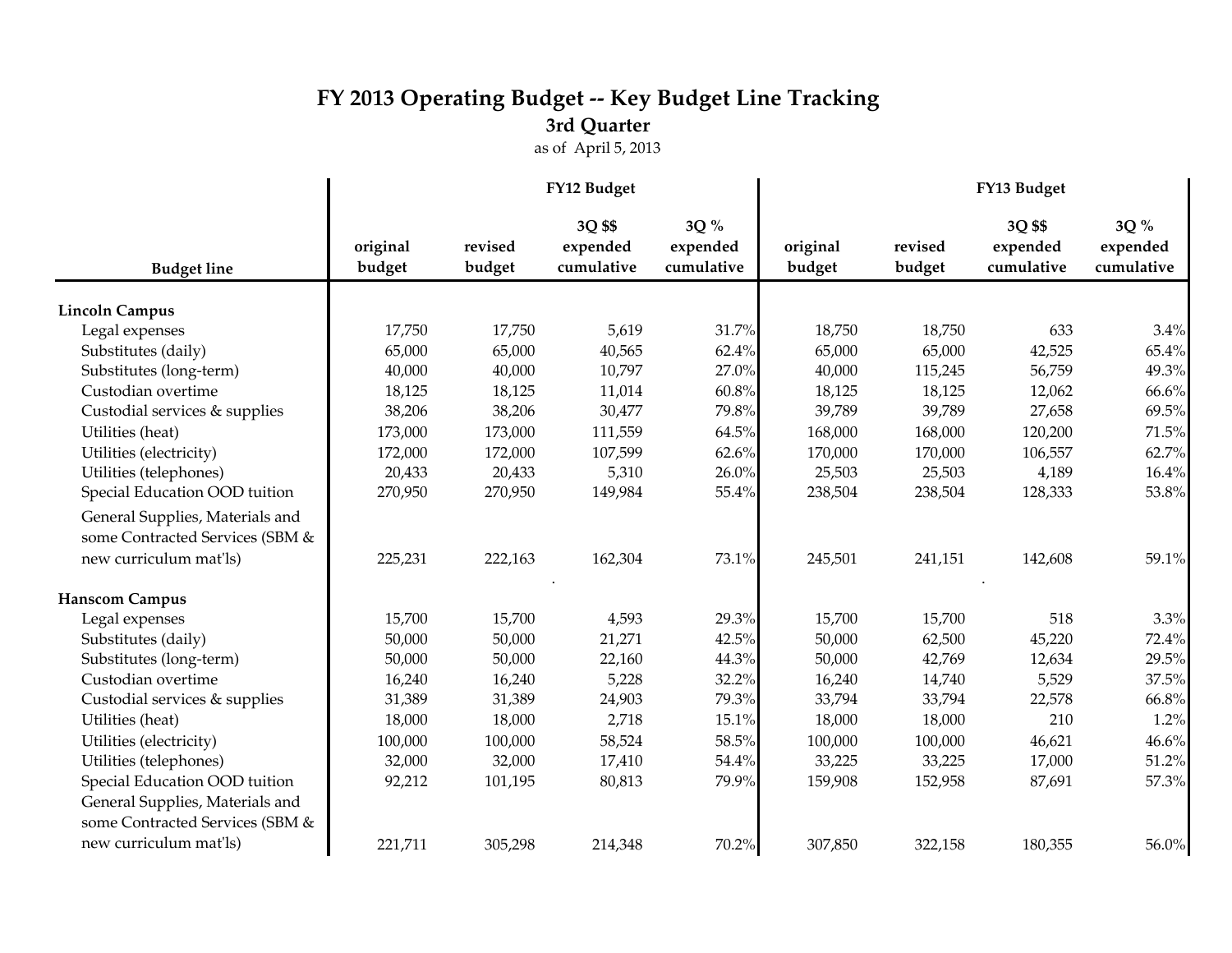# FY 2013 Operating Budget -- Key Budget Line Tracking

## 3rd Quarter

as of April 5, 2013

| Budget line | FY12 Budget | | | | FY13 Budget | | | |
|---|---|---|---|---|---|---|---|---|
| | original budget | revised budget | 3Q $$ expended cumulative | 3Q % expended cumulative | original budget | revised budget | 3Q $$ expended cumulative | 3Q % expended cumulative |
| **Lincoln Campus** | | | | | | | | |
| Legal expenses | 17,750 | 17,750 | 5,619 | 31.7% | 18,750 | 18,750 | 633 | 3.4% |
| Substitutes (daily) | 65,000 | 65,000 | 40,565 | 62.4% | 65,000 | 65,000 | 42,525 | 65.4% |
| Substitutes (long-term) | 40,000 | 40,000 | 10,797 | 27.0% | 40,000 | 115,245 | 56,759 | 49.3% |
| Custodian overtime | 18,125 | 18,125 | 11,014 | 60.8% | 18,125 | 18,125 | 12,062 | 66.6% |
| Custodial services & supplies | 38,206 | 38,206 | 30,477 | 79.8% | 39,789 | 39,789 | 27,658 | 69.5% |
| Utilities (heat) | 173,000 | 173,000 | 111,559 | 64.5% | 168,000 | 168,000 | 120,200 | 71.5% |
| Utilities (electricity) | 172,000 | 172,000 | 107,599 | 62.6% | 170,000 | 170,000 | 106,557 | 62.7% |
| Utilities (telephones) | 20,433 | 20,433 | 5,310 | 26.0% | 25,503 | 25,503 | 4,189 | 16.4% |
| Special Education OOD tuition | 270,950 | 270,950 | 149,984 | 55.4% | 238,504 | 238,504 | 128,333 | 53.8% |
| General Supplies, Materials and some Contracted Services (SBM & new curriculum mat'ls) | 225,231 | 222,163 | 162,304 | 73.1% | 245,501 | 241,151 | 142,608 | 59.1% |
| **Hanscom Campus** | | | | | | | | |
| Legal expenses | 15,700 | 15,700 | 4,593 | 29.3% | 15,700 | 15,700 | 518 | 3.3% |
| Substitutes (daily) | 50,000 | 50,000 | 21,271 | 42.5% | 50,000 | 62,500 | 45,220 | 72.4% |
| Substitutes (long-term) | 50,000 | 50,000 | 22,160 | 44.3% | 50,000 | 42,769 | 12,634 | 29.5% |
| Custodian overtime | 16,240 | 16,240 | 5,228 | 32.2% | 16,240 | 14,740 | 5,529 | 37.5% |
| Custodial services & supplies | 31,389 | 31,389 | 24,903 | 79.3% | 33,794 | 33,794 | 22,578 | 66.8% |
| Utilities (heat) | 18,000 | 18,000 | 2,718 | 15.1% | 18,000 | 18,000 | 210 | 1.2% |
| Utilities (electricity) | 100,000 | 100,000 | 58,524 | 58.5% | 100,000 | 100,000 | 46,621 | 46.6% |
| Utilities (telephones) | 32,000 | 32,000 | 17,410 | 54.4% | 33,225 | 33,225 | 17,000 | 51.2% |
| Special Education OOD tuition | 92,212 | 101,195 | 80,813 | 79.9% | 159,908 | 152,958 | 87,691 | 57.3% |
| General Supplies, Materials and some Contracted Services (SBM & new curriculum mat'ls) | 221,711 | 305,298 | 214,348 | 70.2% | 307,850 | 322,158 | 180,355 | 56.0% |